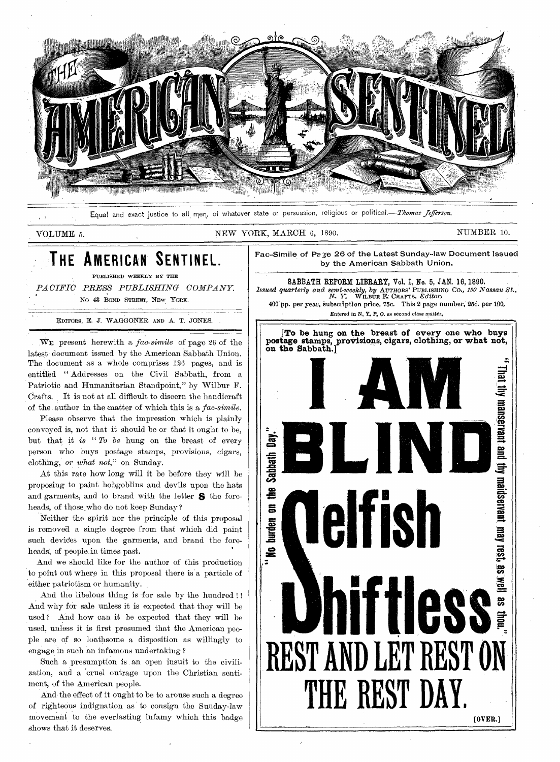# THE AMERICAN SENTINEL

Equal and exact justice to all men, of whatever state or persuasion, religious or political.—*Thomas Jefferson.*

VOLUME 5. NEW YORK, MARCH 6, 1890. NUMBER 10.

## THE AMERICAN SENTINEL.

PUBLISHED WEEKLY BY THE

*PACIFIC PRESS PUBLISHING COMPANY.*

No 43 BOND STREET, NEW YORK.

EDITORS, E. J. WAGGONER AND A. T. JONES.

WE present herewith a *fac-simile* of page 26 of the latest document issued by the American Sabbath Union. The document as a whole comprises 126 pages, and is entitled "Addresses on the Civil Sabbath, from a Patriotic and Humanitarian Standpoint," by Wilbur F. Crafts. It is not at all difficult to discern the handicraft of the author in the matter of which this is a *fac-simile.*

Please observe that the impression which is plainly conveyed is, not that it should be or that it ought to be, but that it *is* "*To be* hung on the breast of every person who buys postage stamps, provisions, cigars, clothing, *or what not,*" on Sunday.

At this rate how long will it be before they will be proposing to paint hobgoblins and devils upon the hats and garments, and to brand with the letter **S** the foreheads, of those who do not keep Sunday?

Neither the spirit nor the principle of this proposal is removed a single degree from that which did paint such devices upon the garments, and brand the foreheads, of people in times past.

And we should like for the author of this production to point out where in this proposal there is a particle of either patriotism or humanity.

And the libelous thing is for sale by the hundred!! And why for sale unless it is expected that they will be used? And how can it be expected that they will be used, unless it is first presumed that the American people are of so loathsome a disposition as willingly to engage in such an infamous undertaking?

Such a presumption is an open insult to the civilization, and a cruel outrage upon the Christian sentiment, of the American people.

And the effect of it ought to be to arouse such a degree of righteous indignation as to consign the Sunday-law movement to the everlasting infamy which this badge shows that it deserves.

---

**Fac-Simile of Page 26 of the Latest Sunday-law Document Issued by the American Sabbath Union.**

**SABBATH REFORM LIBRARY, Vol. I, No. 5, JAN. 16, 1890.**

*Issued quarterly and semi-weekly, by* AUTHORS' PUBLISHING CO., *150 Nassau St., N. Y.* WILBUR F. CRAFTS, *Editor.*

400 pp. per year, subscription price, 75c. This 2 page number, 25c. per 100.

Entered in N. Y. P. O. as second class matter.

**[To be hung on the breast of every one who buys postage stamps, provisions, cigars, clothing, or what not, on the Sabbath.]**

"No burden on the Sabbath Day."

# I AM BLIND Selfish Shiftless

"That thy manservant and thy maidservant may rest, as well as thou."

# REST AND LET REST ON THE REST DAY.

[OVER.]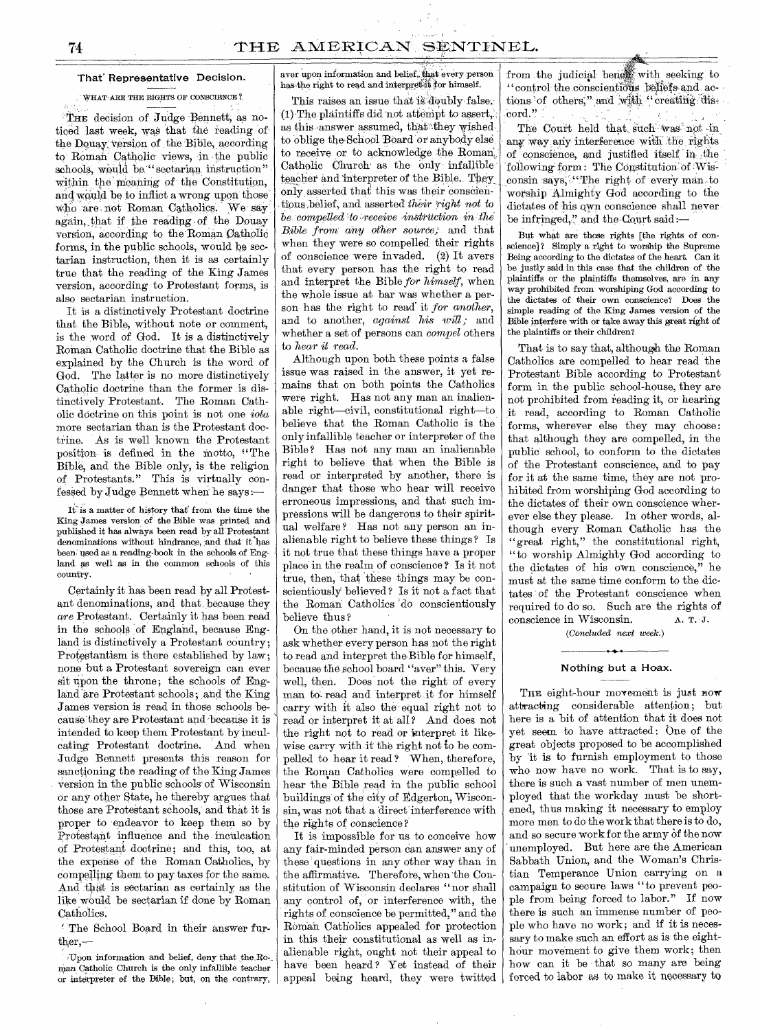## That Representative Decision.

WHAT ARE THE RIGHTS OF CONSCIENCE?

THE decision of Judge Bennett, as noticed last week, was that the reading of the Douay version of the Bible, according to Roman Catholic views, in the public schools, would be "sectarian instruction" within the meaning of the Constitution, and would be to inflict a wrong upon those who are not Roman Catholics. We say again, that if the reading of the Douay version, according to the Roman Catholic forms, in the public schools, would be sectarian instruction, then it is as certainly true that the reading of the King James version, according to Protestant forms, is also sectarian instruction.

It is a distinctively Protestant doctrine that the Bible, without note or comment, is the word of God. It is a distinctively Roman Catholic doctrine that the Bible as explained by the Church is the word of God. The latter is no more distinctively Catholic doctrine than the former is distinctively Protestant. The Roman Catholic doctrine on this point is not one *iota* more sectarian than is the Protestant doctrine. As is well known the Protestant position is defined in the motto, "The Bible, and the Bible only, is the religion of Protestants." This is virtually confessed by Judge Bennett when he says:—

> It is a matter of history that from the time the King James version of the Bible was printed and published it has always been read by all Protestant denominations without hindrance, and that it has been used as a reading-book in the schools of England as well as in the common schools of this country.

Certainly it has been read by all Protestant denominations, and that because they *are* Protestant. Certainly it has been read in the schools of England, because England is distinctively a Protestant country; Protestantism is there established by law; none but a Protestant sovereign can ever sit upon the throne; the schools of England are Protestant schools; and the King James version is read in those schools because they are Protestant and because it is intended to keep them Protestant by inculcating Protestant doctrine. And when Judge Bennett presents this reason for sanctioning the reading of the King James version in the public schools of Wisconsin or any other State, he thereby argues that those are Protestant schools, and that it is proper to endeavor to keep them so by Protestant influence and the inculcation of Protestant doctrine; and this, too, at the expense of the Roman Catholics, by compelling them to pay taxes for the same. And that is sectarian as certainly as the like would be sectarian if done by Roman Catholics.

The School Board in their answer further,—

> Upon information and belief, deny that the Roman Catholic Church is the only infallible teacher or interpreter of the Bible; but, on the contrary, aver upon information and belief, that every person has the right to read and interpret it for himself.

This raises an issue that is doubly false. (1) The plaintiffs did not attempt to assert, as this answer assumed, that they wished to oblige the School Board or anybody else to receive or to acknowledge the Roman Catholic Church as the only infallible teacher and interpreter of the Bible. They only asserted that this was their conscientious belief, and asserted *their right not to be compelled to receive instruction in the Bible from any other source;* and that when they were so compelled their rights of conscience were invaded. (2) It avers that every person has the right to read and interpret the Bible *for himself*, when the whole issue at bar was whether a person has the right to read it *for another*, and to another, *against his will;* and whether a set of persons can *compel* others to *hear it read.*

Although upon both these points a false issue was raised in the answer, it yet remains that on both points the Catholics were right. Has not any man an inalienable right—civil, constitutional right—to believe that the Roman Catholic is the only infallible teacher or interpreter of the Bible? Has not any man an inalienable right to believe that when the Bible is read or interpreted by another, there is danger that those who hear will receive erroneous impressions, and that such impressions will be dangerous to their spiritual welfare? Has not any person an inalienable right to believe these things? Is it not true that these things have a proper place in the realm of conscience? Is it not true, then, that these things may be conscientiously believed? Is it not a fact that the Roman Catholics do conscientiously believe thus?

On the other hand, it is not necessary to ask whether every person has not the right to read and interpret the Bible for himself, because the school board "aver" this. Very well, then. Does not the right of every man to read and interpret it for himself carry with it also the equal right not to read or interpret it at all? And does not the right not to read or interpret it likewise carry with it the right not to be compelled to hear it read? When, therefore, the Roman Catholics were compelled to hear the Bible read in the public school buildings of the city of Edgerton, Wisconsin, was not that a direct interference with the rights of conscience?

It is impossible for us to conceive how any fair-minded person can answer any of these questions in any other way than in the affirmative. Therefore, when the Constitution of Wisconsin declares "nor shall any control of, or interference with, the rights of conscience be permitted," and the Roman Catholics appealed for protection in this their constitutional as well as inalienable right, ought not their appeal to have been heard? Yet instead of their appeal being heard, they were twitted from the judicial bench with seeking to "control the conscientious beliefs and actions of others," and with "creating discord."

The Court held that such was not in any way any interference with the rights of conscience, and justified itself in the following form: The Constitution of Wisconsin says, "The right of every man to worship Almighty God according to the dictates of his own conscience shall never be infringed," and the Court said:—

> But what are those rights [the rights of conscience]? Simply a right to worship the Supreme Being according to the dictates of the heart. Can it be justly said in this case that the children of the plaintiffs or the plaintiffs themselves, are in any way prohibited from worshiping God according to the dictates of their own conscience? Does the simple reading of the King James version of the Bible interfere with or take away this great right of the plaintiffs or their children?

That is to say that, although the Roman Catholics are compelled to hear read the Protestant Bible according to Protestant form in the public school-house, they are not prohibited from reading it, or hearing it read, according to Roman Catholic forms, wherever else they may choose: that although they are compelled, in the public school, to conform to the dictates of the Protestant conscience, and to pay for it at the same time, they are not prohibited from worshiping God according to the dictates of their own conscience wherever else they please. In other words, although every Roman Catholic has the "great right," the constitutional right, "to worship Almighty God according to the dictates of his own conscience," he must at the same time conform to the dictates of the Protestant conscience when required to do so. Such are the rights of conscience in Wisconsin. A. T. J.

*(Concluded next week.)*

## Nothing but a Hoax.

THE eight-hour movement is just now attracting considerable attention; but here is a bit of attention that it does not yet seem to have attracted: One of the great objects proposed to be accomplished by it is to furnish employment to those who now have no work. That is to say, there is such a vast number of men unemployed that the workday must be shortened, thus making it necessary to employ more men to do the work that there is to do, and so secure work for the army of the now unemployed. But here are the American Sabbath Union, and the Woman's Christian Temperance Union carrying on a campaign to secure laws "to prevent people from being forced to labor." If now there is such an immense number of people who have no work; and if it is necessary to make such an effort as is the eight-hour movement to give them work; then how can it be that so many are being forced to labor as to make it necessary to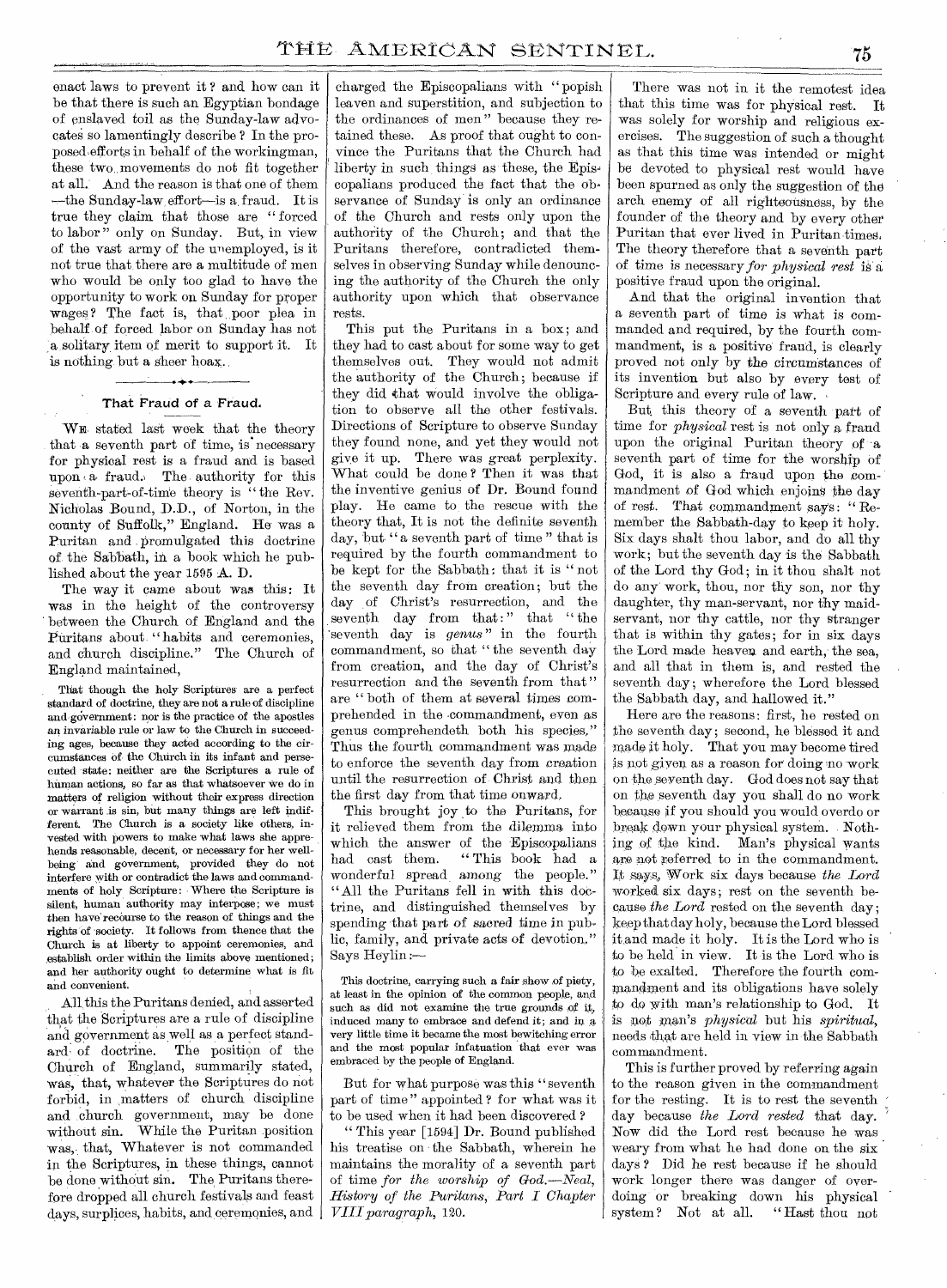enact laws to prevent it? and how can it be that there is such an Egyptian bondage of enslaved toil as the Sunday-law advocates so lamentingly describe? In the proposed efforts in behalf of the workingman, these two movements do not fit together at all. And the reason is that one of them —the Sunday-law effort—is a fraud. It is true they claim that those are "forced to labor" only on Sunday. But, in view of the vast army of the unemployed, is it not true that there are a multitude of men who would be only too glad to have the opportunity to work on Sunday for proper wages? The fact is, that poor plea in behalf of forced labor on Sunday has not a solitary item of merit to support it. It is nothing but a sheer hoax.

## That Fraud of a Fraud.

WE stated last week that the theory that a seventh part of time, is necessary for physical rest is a fraud and is based upon a fraud. The authority for this seventh-part-of-time theory is "the Rev. Nicholas Bound, D.D., of Norton, in the county of Suffolk," England. He was a Puritan and promulgated this doctrine of the Sabbath, in a book which he published about the year 1595 A. D.

The way it came about was this: It was in the height of the controversy between the Church of England and the Puritans about "habits and ceremonies, and church discipline." The Church of England maintained,

> That though the holy Scriptures are a perfect standard of doctrine, they are not a rule of discipline and government: nor is the practice of the apostles an invariable rule or law to the Church in succeeding ages, because they acted according to the circumstances of the Church in its infant and persecuted state: neither are the Scriptures a rule of human actions, so far as that whatsoever we do in matters of religion without their express direction or warrant is sin, but many things are left indifferent. The Church is a society like others, invested with powers to make what laws she apprehends reasonable, decent, or necessary for her well-being and government, provided they do not interfere with or contradict the laws and commandments of holy Scripture: Where the Scripture is silent, human authority may interpose; we must then have recourse to the reason of things and the rights of society. It follows from thence that the Church is at liberty to appoint ceremonies, and establish order within the limits above mentioned; and her authority ought to determine what is fit and convenient.

All this the Puritans denied, and asserted that the Scriptures are a rule of discipline and government as well as a perfect standard of doctrine. The position of the Church of England, summarily stated, was, that, whatever the Scriptures do not forbid, in matters of church discipline and church government, may be done without sin. While the Puritan position was, that, Whatever is not commanded in the Scriptures, in these things, cannot be done without sin. The Puritans therefore dropped all church festivals and feast days, surplices, habits, and ceremonies, and charged the Episcopalians with "popish leaven and superstition, and subjection to the ordinances of men" because they retained these. As proof that ought to convince the Puritans that the Church had liberty in such things as these, the Episcopalians produced the fact that the observance of Sunday is only an ordinance of the Church and rests only upon the authority of the Church; and that the Puritans therefore, contradicted themselves in observing Sunday while denouncing the authority of the Church the only authority upon which that observance rests.

This put the Puritans in a box; and they had to cast about for some way to get themselves out. They would not admit the authority of the Church; because if they did that would involve the obligation to observe all the other festivals. Directions of Scripture to observe Sunday they found none, and yet they would not give it up. There was great perplexity. What could be done? Then it was that the inventive genius of Dr. Bound found play. He came to the rescue with the theory that, It is not the definite seventh day, but "a seventh part of time" that is required by the fourth commandment to be kept for the Sabbath: that it is "not the seventh day from creation; but the day of Christ's resurrection, and the seventh day from that:" that "the seventh day is *genus*" in the fourth commandment, so that "the seventh day from creation, and the day of Christ's resurrection and the seventh from that" are "both of them at several times comprehended in the commandment, even as genus comprehendeth both his species." Thus the fourth commandment was made to enforce the seventh day from creation until the resurrection of Christ and then the first day from that time onward.

This brought joy to the Puritans, for it relieved them from the dilemma into which the answer of the Episcopalians had cast them. "This book had a wonderful spread among the people." "All the Puritans fell in with this doctrine, and distinguished themselves by spending that part of sacred time in public, family, and private acts of devotion." Says Heylin:—

> This doctrine, carrying such a fair shew of piety, at least in the opinion of the common people, and such as did not examine the true grounds of it, induced many to embrace and defend it; and in a very little time it became the most bewitching error and the most popular infatuation that ever was embraced by the people of England.

But for what purpose was this "seventh part of time" appointed? for what was it to be used when it had been discovered?

"This year [1594] Dr. Bound published his treatise on the Sabbath, wherein he maintains the morality of a seventh part of time *for the worship of God.—Neal, History of the Puritans, Part I Chapter VIII paragraph*, 120.

There was not in it the remotest idea that this time was for physical rest. It was solely for worship and religious exercises. The suggestion of such a thought as that this time was intended or might be devoted to physical rest would have been spurned as only the suggestion of the arch enemy of all righteousness, by the founder of the theory and by every other Puritan that ever lived in Puritan times. The theory therefore that a seventh part of time is necessary *for physical rest* is a positive fraud upon the original.

And that the original invention that a seventh part of time is what is commanded and required, by the fourth commandment, is a positive fraud, is clearly proved not only by the circumstances of its invention but also by every test of Scripture and every rule of law.

But this theory of a seventh part of time for *physical* rest is not only a fraud upon the original Puritan theory of a seventh part of time for the worship of God, it is also a fraud upon the commandment of God which enjoins the day of rest. That commandment says: "Remember the Sabbath-day to keep it holy. Six days shalt thou labor, and do all thy work; but the seventh day is the Sabbath of the Lord thy God; in it thou shalt not do any work, thou, nor thy son, nor thy daughter, thy man-servant, nor thy maid-servant, nor thy cattle, nor thy stranger that is within thy gates; for in six days the Lord made heaven and earth, the sea, and all that in them is, and rested the seventh day; wherefore the Lord blessed the Sabbath day, and hallowed it."

Here are the reasons: first, he rested on the seventh day; second, he blessed it and made it holy. That you may become tired is not given as a reason for doing no work on the seventh day. God does not say that on the seventh day you shall do no work because if you should you would overdo or break down your physical system. Nothing of the kind. Man's physical wants are not referred to in the commandment. It says, Work six days because *the Lord* worked six days; rest on the seventh because *the Lord* rested on the seventh day; keep that day holy, because the Lord blessed it and made it holy. It is the Lord who is to be held in view. It is the Lord who is to be exalted. Therefore the fourth commandment and its obligations have solely to do with man's relationship to God. It is not man's *physical* but his *spiritual*, needs that are held in view in the Sabbath commandment.

This is further proved by referring again to the reason given in the commandment for the resting. It is to rest the seventh day because *the Lord rested* that day. Now did the Lord rest because he was weary from what he had done on the six days? Did he rest because if he should work longer there was danger of overdoing or breaking down his physical system? Not at all. "Hast thou not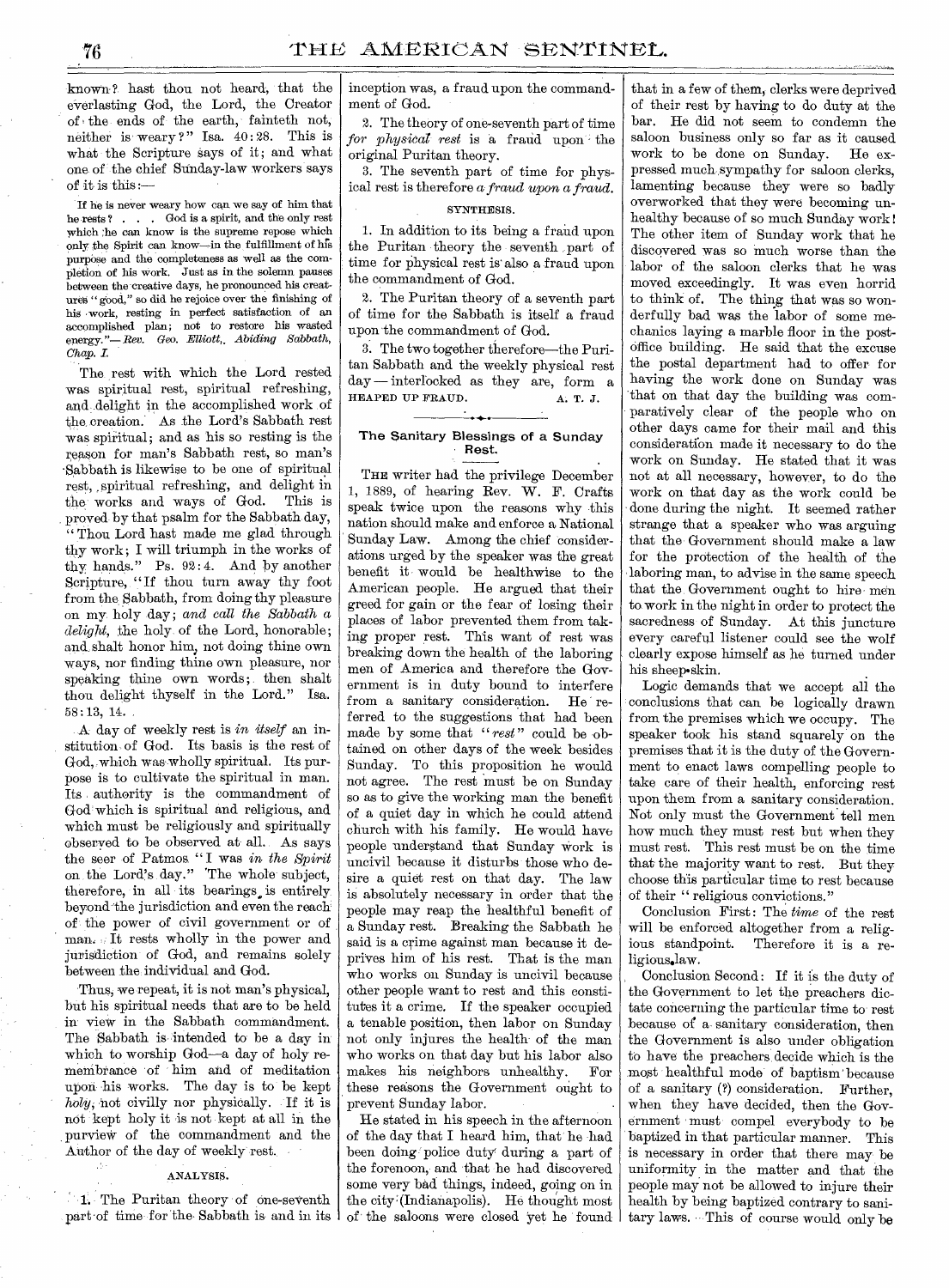known? hast thou not heard, that the everlasting God, the Lord, the Creator of the ends of the earth, fainteth not, neither is weary?" Isa. 40:28. This is what the Scripture says of it; and what one of the chief Sunday-law workers says of it is this:—

> If he is never weary how can we say of him that he rests? . . . God is a spirit, and the only rest which he can know is the supreme repose which only the Spirit can know—in the fulfillment of his purpose and the completeness as well as the completion of his work. Just as in the solemn pauses between the creative days, he pronounced his creatures "good," so did he rejoice over the finishing of his work, resting in perfect satisfaction of an accomplished plan; not to restore his wasted energy."—*Rev. Geo. Elliott, Abiding Sabbath, Chap. I.*

The rest with which the Lord rested was spiritual rest, spiritual refreshing, and delight in the accomplished work of the creation. As the Lord's Sabbath rest was spiritual; and as his so resting is the reason for man's Sabbath rest, so man's Sabbath is likewise to be one of spiritual rest, spiritual refreshing, and delight in the works and ways of God. This is proved by that psalm for the Sabbath day, "Thou Lord hast made me glad through thy work; I will triumph in the works of thy hands." Ps. 92:4. And by another Scripture, "If thou turn away thy foot from the Sabbath, from doing thy pleasure on my holy day; *and call the Sabbath a delight*, the holy of the Lord, honorable; and shalt honor him, not doing thine own ways, nor finding thine own pleasure, nor speaking thine own words; then shalt thou delight thyself in the Lord." Isa. 58:13, 14.

A day of weekly rest is *in itself* an institution of God. Its basis is the rest of God, which was wholly spiritual. Its purpose is to cultivate the spiritual in man. Its authority is the commandment of God which is spiritual and religious, and which must be religiously and spiritually observed to be observed at all. As says the seer of Patmos "I was *in the Spirit* on the Lord's day." The whole subject, therefore, in all its bearings, is entirely beyond the jurisdiction and even the reach of the power of civil government or of man. It rests wholly in the power and jurisdiction of God, and remains solely between the individual and God.

Thus, we repeat, it is not man's physical, but his spiritual needs that are to be held in view in the Sabbath commandment. The Sabbath is intended to be a day in which to worship God—a day of holy remembrance of him and of meditation upon his works. The day is to be kept *holy*, not civilly nor physically. If it is not kept holy it is not kept at all in the purview of the commandment and the Author of the day of weekly rest.

ANALYSIS.

1. The Puritan theory of one-seventh part of time for the Sabbath is and in its inception was, a fraud upon the commandment of God.

2. The theory of one-seventh part of time *for physical rest* is a fraud upon the original Puritan theory.

3. The seventh part of time for physical rest is therefore *a fraud upon a fraud.*

SYNTHESIS.

1. In addition to its being a fraud upon the Puritan theory the seventh part of time for physical rest is also a fraud upon the commandment of God.

2. The Puritan theory of a seventh part of time for the Sabbath is itself a fraud upon the commandment of God.

3. The two together therefore—the Puritan Sabbath and the weekly physical rest day—interlocked as they are, form a HEAPED UP FRAUD.

A. T. J.

## The Sanitary Blessings of a Sunday Rest.

THE writer had the privilege December 1, 1889, of hearing Rev. W. F. Crafts speak twice upon the reasons why this nation should make and enforce a National Sunday Law. Among the chief considerations urged by the speaker was the great benefit it would be healthwise to the American people. He argued that their greed for gain or the fear of losing their places of labor prevented them from taking proper rest. This want of rest was breaking down the health of the laboring men of America and therefore the Government is in duty bound to interfere from a sanitary consideration. He referred to the suggestions that had been made by some that "*rest*" could be obtained on other days of the week besides Sunday. To this proposition he would not agree. The rest must be on Sunday so as to give the working man the benefit of a quiet day in which he could attend church with his family. He would have people understand that Sunday work is uncivil because it disturbs those who desire a quiet rest on that day. The law is absolutely necessary in order that the people may reap the healthful benefit of a Sunday rest. Breaking the Sabbath he said is a crime against man because it deprives him of his rest. That is the man who works on Sunday is uncivil because other people want to rest and this constitutes it a crime. If the speaker occupied a tenable position, then labor on Sunday not only injures the health of the man who works on that day but his labor also makes his neighbors unhealthy. For these reasons the Government ought to prevent Sunday labor.

He stated in his speech in the afternoon of the day that I heard him, that he had been doing police duty during a part of the forenoon, and that he had discovered some very bad things, indeed, going on in the city (Indianapolis). He thought most of the saloons were closed yet he found that in a few of them, clerks were deprived of their rest by having to do duty at the bar. He did not seem to condemn the saloon business only so far as it caused work to be done on Sunday. He expressed much sympathy for saloon clerks, lamenting because they were so badly overworked that they were becoming unhealthy because of so much Sunday work! The other item of Sunday work that he discovered was so much worse than the labor of the saloon clerks that he was moved exceedingly. It was even horrid to think of. The thing that was so wonderfully bad was the labor of some mechanics laying a marble floor in the post-office building. He said that the excuse the postal department had to offer for having the work done on Sunday was that on that day the building was comparatively clear of the people who on other days came for their mail and this consideration made it necessary to do the work on Sunday. He stated that it was not at all necessary, however, to do the work on that day as the work could be done during the night. It seemed rather strange that a speaker who was arguing that the Government should make a law for the protection of the health of the laboring man, to advise in the same speech that the Government ought to hire men to work in the night in order to protect the sacredness of Sunday. At this juncture every careful listener could see the wolf clearly expose himself as he turned under his sheep-skin.

Logic demands that we accept all the conclusions that can be logically drawn from the premises which we occupy. The speaker took his stand squarely on the premises that it is the duty of the Government to enact laws compelling people to take care of their health, enforcing rest upon them from a sanitary consideration. Not only must the Government tell men how much they must rest but when they must rest. This rest must be on the time that the majority want to rest. But they choose this particular time to rest because of their "religious convictions."

Conclusion First: The *time* of the rest will be enforced altogether from a religious standpoint. Therefore it is a religious law.

Conclusion Second: If it is the duty of the Government to let the preachers dictate concerning the particular time to rest because of a sanitary consideration, then the Government is also under obligation to have the preachers decide which is the most healthful mode of baptism because of a sanitary (?) consideration. Further, when they have decided, then the Government must compel everybody to be baptized in that particular manner. This is necessary in order that there may be uniformity in the matter and that the people may not be allowed to injure their health by being baptized contrary to sanitary laws. This of course would only be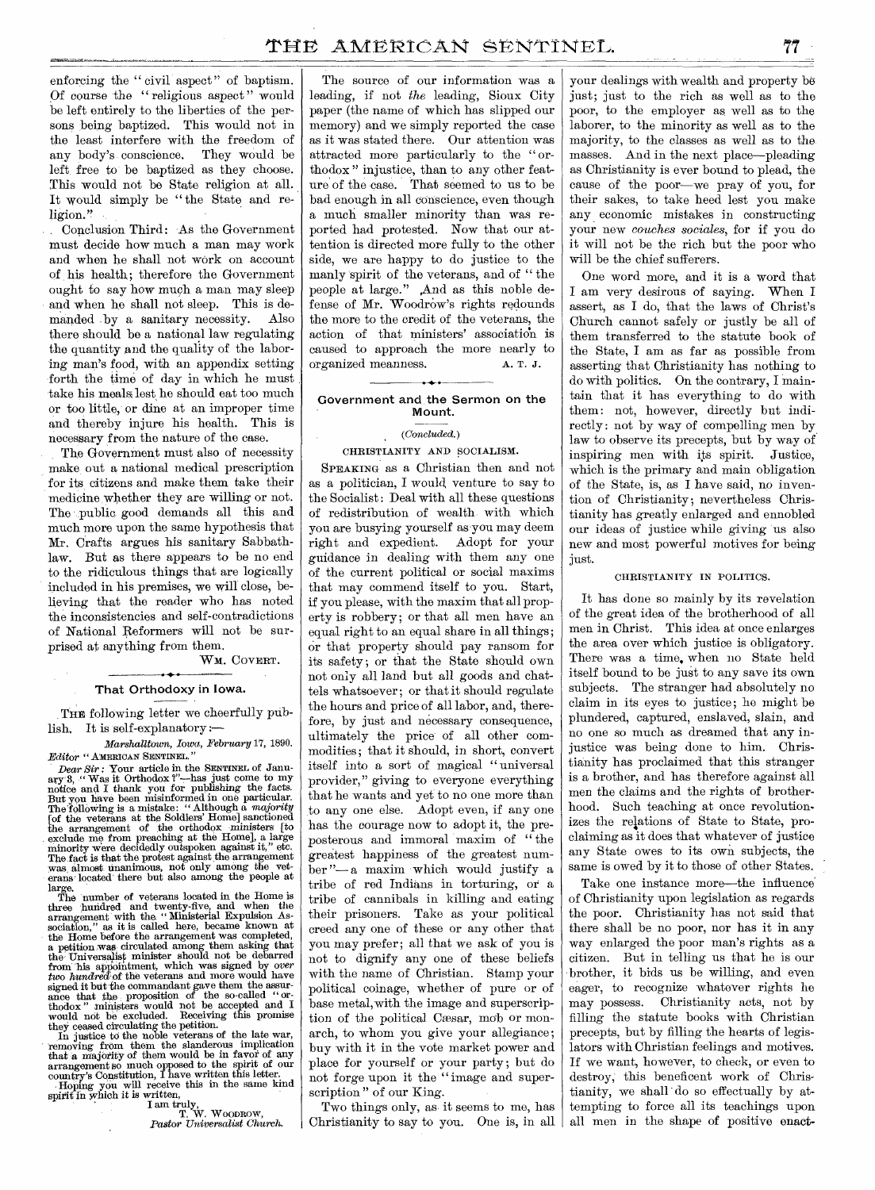enforcing the "civil aspect" of baptism. Of course the "religious aspect" would be left entirely to the liberties of the persons being baptized. This would not in the least interfere with the freedom of any body's conscience. They would be left free to be baptized as they choose. This would not be State religion at all. It would simply be "the State and religion."

Conclusion Third: As the Government must decide how much a man may work and when he shall not work on account of his health; therefore the Government ought to say how much a man may sleep and when he shall not sleep. This is demanded by a sanitary necessity. Also there should be a national law regulating the quantity and the quality of the laboring man's food, with an appendix setting forth the time of day in which he must take his meals lest he should eat too much or too little, or dine at an improper time and thereby injure his health. This is necessary from the nature of the case.

The Government must also of necessity make out a national medical prescription for its citizens and make them take their medicine whether they are willing or not. The public good demands all this and much more upon the same hypothesis that Mr. Crafts argues his sanitary Sabbath-law. But as there appears to be no end to the ridiculous things that are logically included in his premises, we will close, believing that the reader who has noted the inconsistencies and self-contradictions of National Reformers will not be surprised at anything from them.

WM. COVERT.

## That Orthodoxy in Iowa.

THE following letter we cheerfully publish. It is self-explanatory:—

*Marshalltown, Iowa, February* 17, 1890.

*Editor* "AMERICAN SENTINEL."

*Dear Sir*: Your article in the SENTINEL of January 3, "Was it Orthodox?"—has just come to my notice and I thank you for publishing the facts. But you have been misinformed in one particular. The following is a mistake: "Although a *majority* [of the veterans at the Soldiers' Home] sanctioned the arrangement of the orthodox ministers [to exclude me from preaching at the Home], a large minority were decidedly outspoken against it," etc. The fact is that the protest against the arrangement was almost unanimous, not only among the veterans located there but also among the people at large.

The number of veterans located in the Home is three hundred and twenty-five, and when the arrangement with the "Ministerial Expulsion Association," as it is called here, became known at the Home before the arrangement was completed, a petition was circulated among them asking that the Universalist minister should not be debarred from his appointment, which was signed by *over two hundred* of the veterans and more would have signed it but the commandant gave them the assurance that the proposition of the so-called "orthodox" ministers would not be accepted and I would not be excluded. Receiving this promise they ceased circulating the petition.

In justice to the noble veterans of the late war, removing from them the slanderous implication that a majority of them would be in favor of any arrangement so much opposed to the spirit of our country's Constitution, I have written this letter.

Hoping you will receive this in the same kind spirit in which it is written,

I am truly,
T. W. WOODROW,
*Pastor Universalist Church.*

The source of our information was a leading, if not *the* leading, Sioux City paper (the name of which has slipped our memory) and we simply reported the case as it was stated there. Our attention was attracted more particularly to the "orthodox" injustice, than to any other feature of the case. That seemed to us to be bad enough in all conscience, even though a much smaller minority than was reported had protested. Now that our attention is directed more fully to the other side, we are happy to do justice to the manly spirit of the veterans, and of "the people at large." And as this noble defense of Mr. Woodrow's rights redounds the more to the credit of the veterans, the action of that ministers' association is caused to approach the more nearly to organized meanness.

A. T. J.

## Government and the Sermon on the Mount.

(*Concluded.*)

### CHRISTIANITY AND SOCIALISM.

SPEAKING as a Christian then and not as a politician, I would venture to say to the Socialist: Deal with all these questions of redistribution of wealth with which you are busying yourself as you may deem right and expedient. Adopt for your guidance in dealing with them any one of the current political or social maxims that may commend itself to you. Start, if you please, with the maxim that all property is robbery; or that all men have an equal right to an equal share in all things; or that property should pay ransom for its safety; or that the State should own not only all land but all goods and chattels whatsoever; or that it should regulate the hours and price of all labor, and, therefore, by just and necessary consequence, ultimately the price of all other commodities; that it should, in short, convert itself into a sort of magical "universal provider," giving to everyone everything that he wants and yet to no one more than to any one else. Adopt even, if any one has the courage now to adopt it, the preposterous and immoral maxim of "the greatest happiness of the greatest number"—a maxim which would justify a tribe of red Indians in torturing, or a tribe of cannibals in killing and eating their prisoners. Take as your political creed any one of these or any other that you may prefer; all that we ask of you is not to dignify any one of these beliefs with the name of Christian. Stamp your political coinage, whether of pure or of base metal, with the image and superscription of the political Cæsar, mob or monarch, to whom you give your allegiance; buy with it in the vote market power and place for yourself or your party; but do not forge upon it the "image and superscription" of our King.

Two things only, as it seems to me, has Christianity to say to you. One is, in all your dealings with wealth and property be just; just to the rich as well as to the poor, to the employer as well as to the laborer, to the minority as well as to the majority, to the classes as well as to the masses. And in the next place—pleading as Christianity is ever bound to plead, the cause of the poor—we pray of you, for their sakes, to take heed lest you make any economic mistakes in constructing your new *couches sociales*, for if you do it will not be the rich but the poor who will be the chief sufferers.

One word more, and it is a word that I am very desirous of saying. When I assert, as I do, that the laws of Christ's Church cannot safely or justly be all of them transferred to the statute book of the State, I am as far as possible from asserting that Christianity has nothing to do with politics. On the contrary, I maintain that it has everything to do with them: not, however, directly but indirectly: not by way of compelling men by law to observe its precepts, but by way of inspiring men with its spirit. Justice, which is the primary and main obligation of the State, is, as I have said, no invention of Christianity; nevertheless Christianity has greatly enlarged and ennobled our ideas of justice while giving us also new and most powerful motives for being just.

### CHRISTIANITY IN POLITICS.

It has done so mainly by its revelation of the great idea of the brotherhood of all men in Christ. This idea at once enlarges the area over which justice is obligatory. There was a time, when no State held itself bound to be just to any save its own subjects. The stranger had absolutely no claim in its eyes to justice; he might be plundered, captured, enslaved, slain, and no one so much as dreamed that any injustice was being done to him. Christianity has proclaimed that this stranger is a brother, and has therefore against all men the claims and the rights of brotherhood. Such teaching at once revolutionizes the relations of State to State, proclaiming as it does that whatever of justice any State owes to its own subjects, the same is owed by it to those of other States.

Take one instance more—the influence of Christianity upon legislation as regards the poor. Christianity has not said that there shall be no poor, nor has it in any way enlarged the poor man's rights as a citizen. But in telling us that he is our brother, it bids us be willing, and even eager, to recognize whatever rights he may possess. Christianity acts, not by filling the statute books with Christian precepts, but by filling the hearts of legislators with Christian feelings and motives. If we want, however, to check, or even to destroy, this beneficent work of Christianity, we shall do so effectually by attempting to force all its teachings upon all men in the shape of positive enact-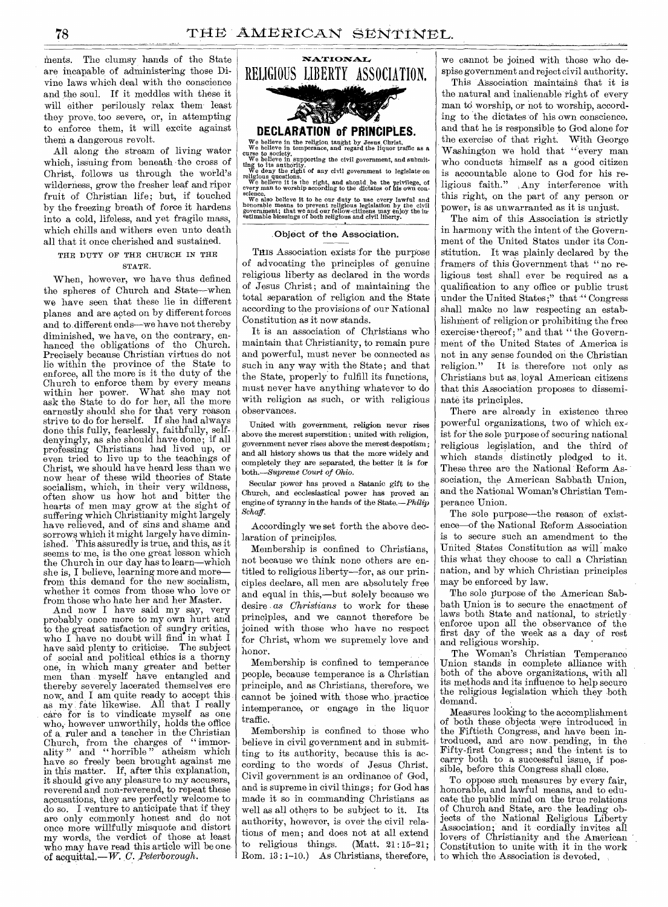ments. The clumsy hands of the State are incapable of administering those Divine laws which deal with the conscience and the soul. If it meddles with these it will either perilously relax them least they prove too severe, or, in attempting to enforce them, it will excite against them a dangerous revolt.

All along the stream of living water which, issuing from beneath the cross of Christ, follows us through the world's wilderness, grow the fresher leaf and riper fruit of Christian life; but, if touched by the freezing breath of force it hardens into a cold, lifeless, and yet fragile mass, which chills and withers even unto death all that it once cherished and sustained.

### THE DUTY OF THE CHURCH IN THE STATE.

When, however, we have thus defined the spheres of Church and State—when we have seen that these lie in different planes and are acted on by different forces and to different ends—we have not thereby diminished, we have, on the contrary, enhanced the obligations of the Church. Precisely because Christian virtues do not lie within the province of the State to enforce, all the more is it the duty of the Church to enforce them by every means within her power. What she may not ask the State to do for her, all the more earnestly should she for that very reason strive to do for herself. If she had always done this fully, fearlessly, faithfully, self-denyingly, as she should have done; if all professing Christians had lived up, or even tried to live up to the teachings of Christ, we should have heard less than we now hear of these wild theories of State socialism, which, in their very wildness, often show us how hot and bitter the hearts of men may grow at the sight of suffering which Christianity might largely have relieved, and of sins and shame and sorrows which it might largely have diminished. This assuredly is true, and this, as it seems to me, is the one great lesson which the Church in our day has to learn—which she is, I believe, learning more and more—from this demand for the new socialism, whether it comes from those who love or from those who hate her and her Master.

And now I have said my say, very probably once more to my own hurt and to the great satisfaction of sundry critics, who I have no doubt will find in what I have said plenty to criticise. The subject of social and political ethics is a thorny one, in which many greater and better men than myself have entangled and thereby severely lacerated themselves ere now, and I am quite ready to accept this as my fate likewise. All that I really care for is to vindicate myself as one who, however unworthily, holds the office of a ruler and a teacher in the Christian Church, from the charges of "immorality" and "horrible" atheism which have so freely been brought against me in this matter. If, after this explanation, it should give any pleasure to my accusers, reverend and non-reverend, to repeat these accusations, they are perfectly welcome to do so. I venture to anticipate that if they are only commonly honest and do not once more willfully misquote and distort my words, the verdict of those at least who may have read this article will be one of acquittal.—*W. C. Peterborough.*

## NATIONAL RELIGIOUS LIBERTY ASSOCIATION.

### DECLARATION of PRINCIPLES.

We believe in the religion taught by Jesus Christ.

We believe in temperance, and regard the liquor traffic as a curse to society.

We believe in supporting the civil government, and submitting to its authority.

We deny the right of any civil government to legislate on religious questions.

We believe it is the right, and should be the privilege, of every man to worship according to the dictates of his own conscience.

We also believe it to be our duty to use every lawful and honorable means to prevent religious legislation by the civil government; that we and our fellow-citizens may enjoy the inestimable blessings of both religious and civil liberty.

### Object of the Association.

This Association exists for the purpose of advocating the principles of genuine religious liberty as declared in the words of Jesus Christ; and of maintaining the total separation of religion and the State according to the provisions of our National Constitution as it now stands.

It is an association of Christians who maintain that Christianity, to remain pure and powerful, must never be connected as such in any way with the State; and that the State, properly to fulfill its functions, must never have anything whatever to do with religion as such, or with religious observances.

United with government, religion never rises above the merest superstition; united with religion, government never rises above the merest despotism; and all history shows us that the more widely and completely they are separated, the better it is for both.—*Supreme Court of Ohio.*

Secular power has proved a Satanic gift to the Church, and ecclesiastical power has proved an engine of tyranny in the hands of the State.—*Philip Schaff.*

Accordingly we set forth the above declaration of principles.

Membership is confined to Christians, not because we think none others are entitled to religious liberty—for, as our principles declare, all men are absolutely free and equal in this,—but solely because we desire *as Christians* to work for these principles, and we cannot therefore be joined with those who have no respect for Christ, whom we supremely love and honor.

Membership is confined to temperance people, because temperance is a Christian principle, and as Christians, therefore, we cannot be joined with those who practice intemperance, or engage in the liquor traffic.

Membership is confined to those who believe in civil government and in submitting to its authority, because this is according to the words of Jesus Christ. Civil government is an ordinance of God, and is supreme in civil things; for God has made it so in commanding Christians as well as all others to be subject to it. Its authority, however, is over the civil relations of men; and does not at all extend to religious things. (Matt. 21:15-21; Rom. 13:1-10.) As Christians, therefore, we cannot be joined with those who despise government and reject civil authority.

This Association maintains that it is the natural and inalienable right of every man to worship, or not to worship, according to the dictates of his own conscience. and that he is responsible to God alone for the exercise of that right. With George Washington we hold that "every man who conducts himself as a good citizen is accountable alone to God for his religious faith." Any interference with this right, on the part of any person or power, is as unwarranted as it is unjust.

The aim of this Association is strictly in harmony with the intent of the Government of the United States under its Constitution. It was plainly declared by the framers of this Government that "no religious test shall ever be required as a qualification to any office or public trust under the United States;" that "Congress shall make no law respecting an establishment of religion or prohibiting the free exercise thereof;" and that "the Government of the United States of America is not in any sense founded on the Christian religion." It is therefore not only as Christians but as loyal American citizens that this Association proposes to disseminate its principles.

There are already in existence three powerful organizations, two of which exist for the sole purpose of securing national religious legislation, and the third of which stands distinctly pledged to it. These three are the National Reform Association, the American Sabbath Union, and the National Woman's Christian Temperance Union.

The sole purpose—the reason of existence—of the National Reform Association is to secure such an amendment to the United States Constitution as will make this what they choose to call a Christian nation, and by which Christian principles may be enforced by law.

The sole purpose of the American Sabbath Union is to secure the enactment of laws both State and national, to strictly enforce upon all the observance of the first day of the week as a day of rest and religious worship.

The Woman's Christian Temperance Union stands in complete alliance with both of the above organizations, with all its methods and its influence to help secure the religious legislation which they both demand.

Measures looking to the accomplishment of both these objects were introduced in the Fiftieth Congress, and have been introduced, and are now pending, in the Fifty-first Congress; and the intent is to carry both to a successful issue, if possible, before this Congress shall close.

To oppose such measures by every fair, honorable, and lawful means, and to educate the public mind on the true relations of Church and State, are the leading objects of the National Religious Liberty Association; and it cordially invites all lovers of Christianity and the American Constitution to unite with it in the work to which the Association is devoted.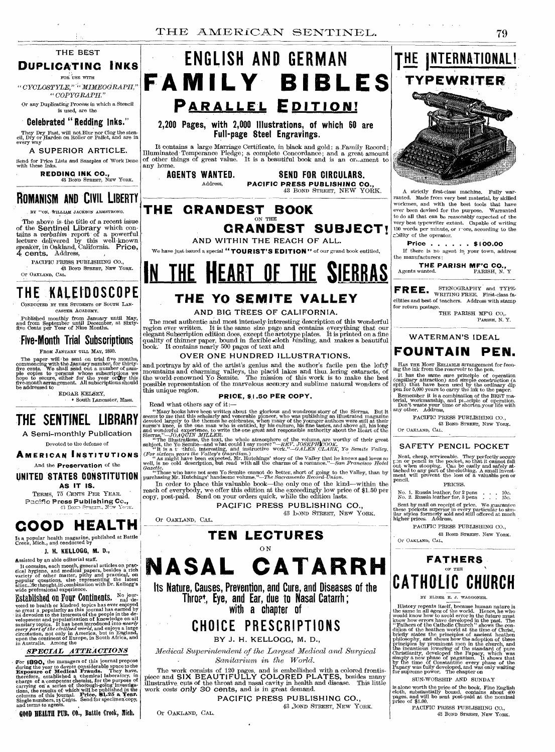## THE BEST

## DUPLICATING INKS

FOR USE WITH

"*CYCLOSTYLE,*" "*MIMEOGRAPH,*" "*COPYGRAPH.*"

Or any Duplicating Process in which a Stencil is used, are the

### Celebrated "Redding Inks."

They Dry Fast, will not Blur nor Clog the stencil, Dry or Harden on Roller or Pallet, and are in every way

A SUPERIOR ARTICLE.

Send for Price Lists and Samples of Work Done with these Inks.

**REDDING INK CO.,**
43 BOND STREET, NEW YORK.

## ROMANISM AND CIVIL LIBERTY

BY HON. WILLIAM JACKSON ARMSTRONG.

The above is the title of a recent issue of the Sentinel Library which contains a *verbatim* report of a powerful lecture delivered by this well-known speaker, in Oakland, California. Price, 4 cents. Address,

PACIFIC PRESS PUBLISHING CO.,
43 BOND STREET, NEW YORK.
Or OAKLAND, CAL.

## THE KALEIDOSCOPE

CONDUCTED BY THE STUDENTS OF SOUTH LANCASTER ACADEMY.

Published monthly from January until May, and from September until December, at Sixty-five Cents per Year of Nine Months.

### Five-Month Trial Subscriptions

FROM JANUARY TILL MAY, 1890.

The paper will be sent on trial five months, commencing with the January number, for thirty-five cents. We shall send out a number of sample copies to persons whose subscriptions we hope to secure, either for the year or by this five-month arrangement. All subscriptions should be addressed to

EDGAR KELSEY,
South Lancaster, Mass.

## THE SENTINEL LIBRARY

A Semi-monthly Publication

Devoted to the defense of

**AMERICAN INSTITUTIONS**

And the **Preservation** of the

**UNITED STATES CONSTITUTION AS IT IS.**

TERMS, 75 CENTS PER YEAR.

**Pacific Press Publishing Co.,**
43 BOND STREET, NEW YORK.

## GOOD HEALTH

Is a popular health magazine, published at Battle Creek, Mich., and conducted by

J. H. KELLOGG, M. D.,

Assisted by an able editorial staff.

It contains, each month, general articles on practical hygiene, and medical papers, besides a rich variety of other matter, pithy and practical, on popular questions, also representing the latest scientific thought, in combination with Dr. Kellogg's wide professional experience.

**Established on Four Continents.** No journal devoted to health or kindred topics has ever enjoyed so great a popularity as this journal has earned by its devotion to the interests of the people in the development and popularization of knowledge on all sanitary topics. It has been introduced into *nearly every part of the civilized world*, and enjoys a large circulation, not only in America, but in England, upon the continent of Europe, in South Africa, and in Australia. Among the

***SPECIAL ATTRACTIONS***

For **1890,** the managers of this journal propose during the year to devote considerable space to the **Exposure of Medical Frauds.** They have, therefore, established a chemical laboratory, in charge of a competent chemist, for the purpose of carrying on a series of thorough-going investigations, the results of which will be published in the columns of this journal. **Price, $1.25 a Year.** Single numbers, 15 Cents. Send for specimen copy, and terms to agents.

**GOOD HEALTH PUB. CO., Battle Creek, Mich.**

---

# ENGLISH AND GERMAN FAMILY BIBLES

## PARALLEL EDITION!

### 2,200 Pages, with 2,000 Illustrations, of which 60 are Full-page Steel Engravings.

It contains a large Marriage Certificate, in black and gold; a Family Record; Illuminated Temperance Pledge; a complete Concordance; and a great amount of other things of great value. It is a beautiful book and is an ornament to any home.

**AGENTS WANTED. SEND FOR CIRCULARS.**

Address, **PACIFIC PRESS PUBLISHING CO.,**
43 BOND STREET, NEW YORK.

## THE GRANDEST BOOK ON THE GRANDEST SUBJECT!

AND WITHIN THE REACH OF ALL.

We have just issued a special "**TOURIST'S EDITION**" of our grand book entitled,

# IN THE HEART OF THE SIERRAS

## THE YO SEMITE VALLEY

AND BIG TREES OF CALIFORNIA.

The most authentic and most intensely interesting description of this wonderful region ever written. It is the same size page and contains everything that our elegant Subscription edition does, except the artotype plates. It is printed on a fine quality of thinner paper, bound in flexible cloth binding, and makes a beautiful book. It contains nearly 500 pages of text and

OVER ONE HUNDRED ILLUSTRATIONS.

and portrays by aid of the artist's genius and the author's facile pen the lofty mountains and charming valleys, the placid lakes and thundering cataracts, of the world-renowned Yo Semite. The mission of this work is to make the best possible representation of the marvelous scenery and sublime natural wonders of this unique region.

**PRICE, $1.50 PER COPY.**

Read what others say of it:—

"Many books have been written about the glorious and wondrous story of the Sierras. But it seems to me that this scholarly and venerable pioneer, who was publishing an illustrated magazine devoted largely to the themes he celebrates, when many of the younger authors were still at their nurse's knee, is the one man who is entitled, by his culture, his fine tastes, and above all, his long and wonderful experience, to write the one great and responsible authority about the Heart of the Sierras."—*JOAQUIN MILLER.*

"The illustrations, the text, the whole atmosphere of the volume, are worthy of their great subject, the Yo Semite—and what could I say more?"—*REV. JOSEPH COOK.*

"It is a truthful, interesting, and instructive work."—*GALEN CLARK, Yo Semite Valley.* (*For sixteen years the Valley's Guardian.*)

"As might have been expected, Mr. Hutchings' story of the Valley that he knows and loves so well, is no cold description, but read with all the charms of a romance."—*San Francisco Hotel Gazette.*

"Those who have not seen Yo Semite cannot do better, short of going to the Valley, than by purchasing Mr. Hutchings' handsome volume."—*The Sacramento Record-Union.*

In order to place this valuable book—the only one of the kind—within the reach of everybody, we offer this edition at the exceedingly low price of $1.50 per copy, post-paid. Send on your orders quick, while the edition lasts.

PACIFIC PRESS PUBLISHING CO.,
43 BOND STREET, NEW YORK.
Or OAKLAND, CAL.

## TEN LECTURES ON

# NASAL CATARRH

### Its Nature, Causes, Prevention, and Cure, and Diseases of the Throat, Eye, and Ear, due to Nasal Catarrh; with a chapter of

## CHOICE PRESCRIPTIONS

BY J. H. KELLOGG, M. D.,

*Medical Superintendent of the Largest Medical and Surgical Sanitarium in the World.*

The work consists of 120 pages, and is embellished with a colored frontispiece and SIX BEAUTIFULLY COLORED PLATES, besides many illustrative cuts of the throat and nasal cavity in health and disease. This little work costs only 30 cents, and is in great demand.

PACIFIC PRESS PUBLISHING CO.,
43 BOND STREET, NEW YORK.
Or OAKLAND, CAL.

---

# THE INTERNATIONAL! TYPEWRITER

A strictly first-class machine. Fully warranted. Made from very best material, by skilled workmen, and with the best tools that have ever been devised for the purpose. Warranted to do all that can be reasonably expected of the very best typewriter extant. Capable of writing 150 words per minute, or more, according to the ability of the operator.

**Price . . . . . . $100.00**

If there is no agent in your town, address the manufacturers:

**THE PARISH MF'G CO.,**
Agents wanted. PARISH, N. Y.

**FREE.** STENOGRAPHY and TYPE-WRITING FREE. First-class facilities and best of teachers. Address with stamp for return postage.

THE PARISH MF'G CO.,
PARISH, N. Y.

WATERMAN'S IDEAL

## FOUNTAIN PEN.

HAS THE MOST RELIABLE arrangement for feeding the ink from the reservoir to the pen.

It has the same sure principle of operation (capillary attraction) and simple construction (a split) that have been used by the ordinary dip pen for 5,000 years to carry the ink to the paper.

Remember it is a combination of the BEST material, workmanship, and principle of operation. Don't waste your time or shorten your life with any other. Address,

PACIFIC PRESS PUBLISHING CO.,
43 BOND STREET, NEW YORK.
Or OAKLAND, CAL.

### SAFETY PENCIL POCKET

Neat, cheap, serviceable. They perfectly secure pen or pencil in the pocket, so that it cannot fall out when stooping. Can be easily and safely attached to any part of the clothing. A small investment will prevent the loss of a valuable pen or pencil.

PRICES.

No. 1. Russia leather, for 2 pens . . . 10c.
No. 2. Russia leather for 3 pens . . . 15c.

Sent by mail on receipt of price. We guarantee these pockets superior in every particular to similar styles formerly sold and still offered at much higher prices. Address,

PACIFIC PRESS PUBLISHING CO.,
43 BOND STREET, NEW YORK.
Or OAKLAND, CAL.

## FATHERS OF THE CATHOLIC CHURCH

BY ELDER E. J. WAGGONER.

History repeats itself, because human nature is the same in all ages of the world. Hence, he who would know how to avoid error in the future must know how errors have developed in the past. The "Fathers of the Catholic Church" shows the condition of the heathen world at the time of Christ, briefly states the principles of ancient heathen philosophy, and shows how the adoption of these principles by prominent men in the church, and the incautious lowering of the standard of pure Christianity, developed the Papacy, which was simply a new phase of paganism. It shows that by the time of Constantine every phase of the Papacy was fully developed, and was only waiting for supreme power. The chapter on

SUN-WORSHIP AND SUNDAY

is alone worth the price of the book. Fine English cloth, substantially bound, contains about 400 pages, and will be sent post-paid at the nominal price of $1.00.

PACIFIC PRESS PUBLISHING CO.,
43 BOND STREET, NEW YORK.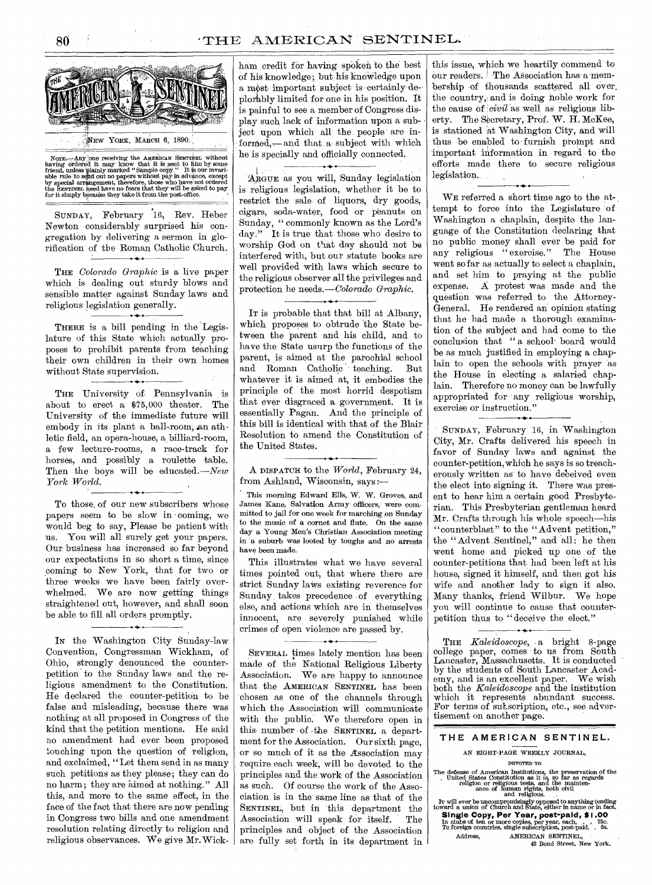NEW YORK, MARCH 6, 1890.

NOTE.—Any one receiving the AMERICAN SENTINEL without having ordered it may know that it is sent to him by some friend, unless plainly marked "Sample copy." It is our invariable rule to send out no papers without pay in advance, except by special arrangement, therefore, those who have not ordered the SENTINEL need have no fears that they will be asked to pay for it simply because they take it from the post-office.

SUNDAY, February 16, Rev. Heber Newton considerably surprised his congregation by delivering a sermon in glorification of the Roman Catholic Church.

THE *Colorado Graphic* is a live paper which is dealing out sturdy blows and sensible matter against Sunday laws and religious legislation generally.

THERE is a bill pending in the Legislature of this State which actually proposes to prohibit parents from teaching their own children in their own homes without State supervision.

THE University of Pennsylvania is about to erect a $75,000 theater. The University of the immediate future will embody in its plant a ball-room, an athletic field, an opera-house, a billiard-room, a few lecture-rooms, a race-track for horses, and possibly a roulette table. Then the boys will be educated.—*New York World.*

To those of our new subscribers whose papers seem to be slow in coming, we would beg to say, Please be patient with us. You will all surely get your papers. Our business has increased so far beyond our expectations in so short a time, since coming to New York, that for two or three weeks we have been fairly overwhelmed. We are now getting things straightened out, however, and shall soon be able to fill all orders promptly.

IN the Washington City Sunday-law Convention, Congressman Wickham, of Ohio, strongly denounced the counter-petition to the Sunday laws and the religious amendment to the Constitution. He declared the counter-petition to be false and misleading, because there was nothing at all proposed in Congress of the kind that the petition mentions. He said no amendment had ever been proposed touching upon the question of religion, and exclaimed, "Let them send in as many such petitions as they please; they can do no harm; they are aimed at nothing." All this, and more to the same effect, in the face of the fact that there are now pending in Congress two bills and one amendment resolution relating directly to religion and religious observances. We give Mr. Wickham credit for having spoken to the best of his knowledge; but his knowledge upon a most important subject is certainly deplorably limited for one in his position. It is painful to see a member of Congress display such lack of information upon a subject upon which all the people are informed,—and that a subject with which he is specially and officially connected.

ARGUE as you will, Sunday legislation is religious legislation, whether it be to restrict the sale of liquors, dry goods, cigars, soda-water, food or peanuts on Sunday, "commonly known as the Lord's day." It is true that those who desire to worship God on that day should not be interfered with, but our statute books are well provided with laws which secure to the religious observer all the privileges and protection he needs.—*Colorado Graphic.*

IT is probable that that bill at Albany, which proposes to obtrude the State between the parent and his child, and to have the State usurp the functions of the parent, is aimed at the parochial school and Roman Catholic teaching. But whatever it is aimed at, it embodies the principle of the most horrid despotism that ever disgraced a government. It is essentially Pagan. And the principle of this bill is identical with that of the Blair Resolution to amend the Constitution of the United States.

A DISPATCH to the *World*, February 24, from Ashland, Wisconsin, says:—

This morning Edward Ells, W. W. Groves, and James Kane, Salvation Army officers, were committed to jail for one week for marching on Sunday to the music of a cornet and flute. On the same day a Young Men's Christian Association meeting in a suburb was looted by toughs and no arrests have been made.

This illustrates what we have several times pointed out, that where there are strict Sunday laws existing reverence for Sunday takes precedence of everything else, and actions which are in themselves innocent, are severely punished while crimes of open violence are passed by.

SEVERAL times lately mention has been made of the National Religious Liberty Association. We are happy to announce that the AMERICAN SENTINEL has been chosen as one of the channels through which the Association will communicate with the public. We therefore open in this number of the SENTINEL a department for the Association. Our sixth page, or so much of it as the Association may require each week, will be devoted to the principles and the work of the Association as such. Of course the work of the Association is in the same line as that of the SENTINEL, but in this department the Association will speak for itself. The principles and object of the Association are fully set forth in its department in this issue, which we heartily commend to our readers. The Association has a membership of thousands scattered all over the country, and is doing noble work for the cause of *civil* as well as religious liberty. The Secretary, Prof. W. H. McKee, is stationed at Washington City, and will thus be enabled to furnish prompt and important information in regard to the efforts made there to secure religious legislation.

WE referred a short time ago to the attempt to force into the Legislature of Washington a chaplain, despite the language of the Constitution declaring that no public money shall ever be paid for any religious "exercise." The House went so far as actually to select a chaplain, and set him to praying at the public expense. A protest was made and the question was referred to the Attorney-General. He rendered an opinion stating that he had made a thorough examination of the subject and had come to the conclusion that "a school board would be as much justified in employing a chaplain to open the schools with prayer as the House in electing a salaried chaplain. Therefore no money can be lawfully appropriated for any religious worship, exercise or instruction."

SUNDAY, February 16, in Washington City, Mr. Crafts delivered his speech in favor of Sunday laws and against the counter-petition, which he says is so treacherously written as to have deceived even the elect into signing it. There was present to hear him a certain good Presbyterian. This Presbyterian gentleman heard Mr. Crafts through his whole speech—his "counterblast" to the "Advent petition," the "Advent Sentinel," and all: he then went home and picked up one of the counter-petitions that had been left at his house, signed it himself, and then got his wife and another lady to sign it also. Many thanks, friend Wilbur. We hope you will continue to cause that counter-petition thus to "deceive the elect."

THE *Kaleidoscope*, a bright 8-page college paper, comes to us from South Lancaster, Massachusetts. It is conducted by the students of South Lancaster Academy, and is an excellent paper. We wish both the *Kaleidoscope* and the institution which it represents abundant success. For terms of subscription, etc., see advertisement on another page.

## THE AMERICAN SENTINEL.

AN EIGHT-PAGE WEEKLY JOURNAL,

DEVOTED TO

The defense of American Institutions, the preservation of the United States Constitution as it is, so far as regards religion or religious tests, and the maintenance of human rights, both civil and religious.

IT will ever be uncompromisingly opposed to anything tending toward a union of Church and State, either in name or in fact.

**Single Copy, Per Year, post-paid, $1.00**

In clubs of ten or more copies, per year, each, . . 75c.

To foreign countries, single subscription, post-paid, . 5s.

Address, AMERICAN SENTINEL,
43 Bond Street, New York.